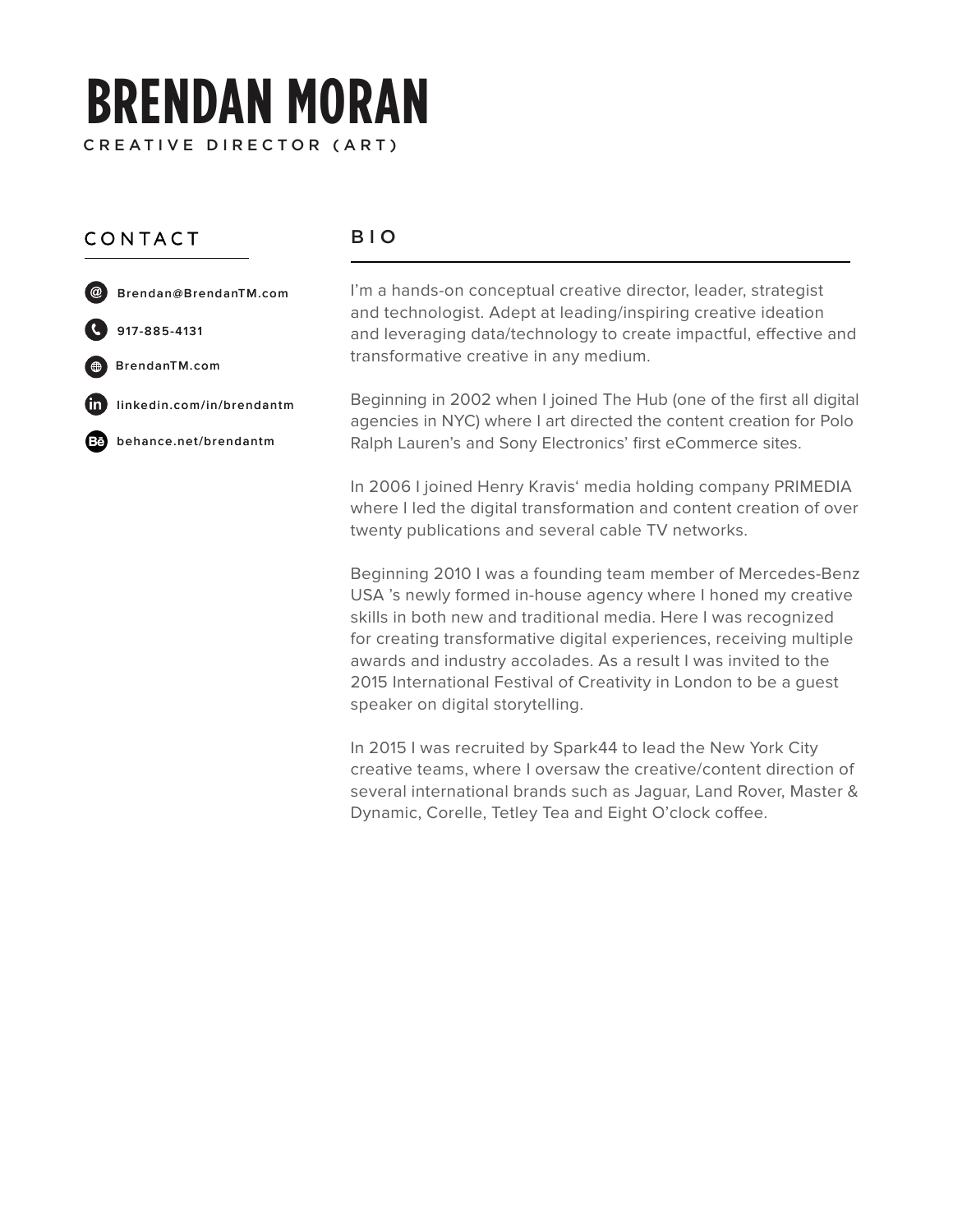# BRENDAN MORAN

CREATIVE DIRECTOR (ART)

## CONTACT

- Brendan@BrendanTM.com
- 917-885-4131
- BrendanTM.com
- linkedin.com/in/brendantm
- behance.net/brendantm

## BIO

I'm a hands-on conceptual creative director, leader, strategist and technologist. Adept at leading/inspiring creative ideation and leveraging data/technology to create impactful, effective and transformative creative in any medium.

Beginning in 2002 when I joined The Hub (one of the first all digital agencies in NYC) where I art directed the content creation for Polo Ralph Lauren's and Sony Electronics' first eCommerce sites.

In 2006 I joined Henry Kravis' media holding company PRIMEDIA where I led the digital transformation and content creation of over twenty publications and several cable TV networks.

Beginning 2010 I was a founding team member of Mercedes-Benz USA 's newly formed in-house agency where I honed my creative skills in both new and traditional media. Here I was recognized for creating transformative digital experiences, receiving multiple awards and industry accolades. As a result I was invited to the 2015 International Festival of Creativity in London to be a guest speaker on digital storytelling.

In 2015 I was recruited by Spark44 to lead the New York City creative teams, where I oversaw the creative/content direction of several international brands such as Jaguar, Land Rover, Master & Dynamic, Corelle, Tetley Tea and Eight O'clock coffee.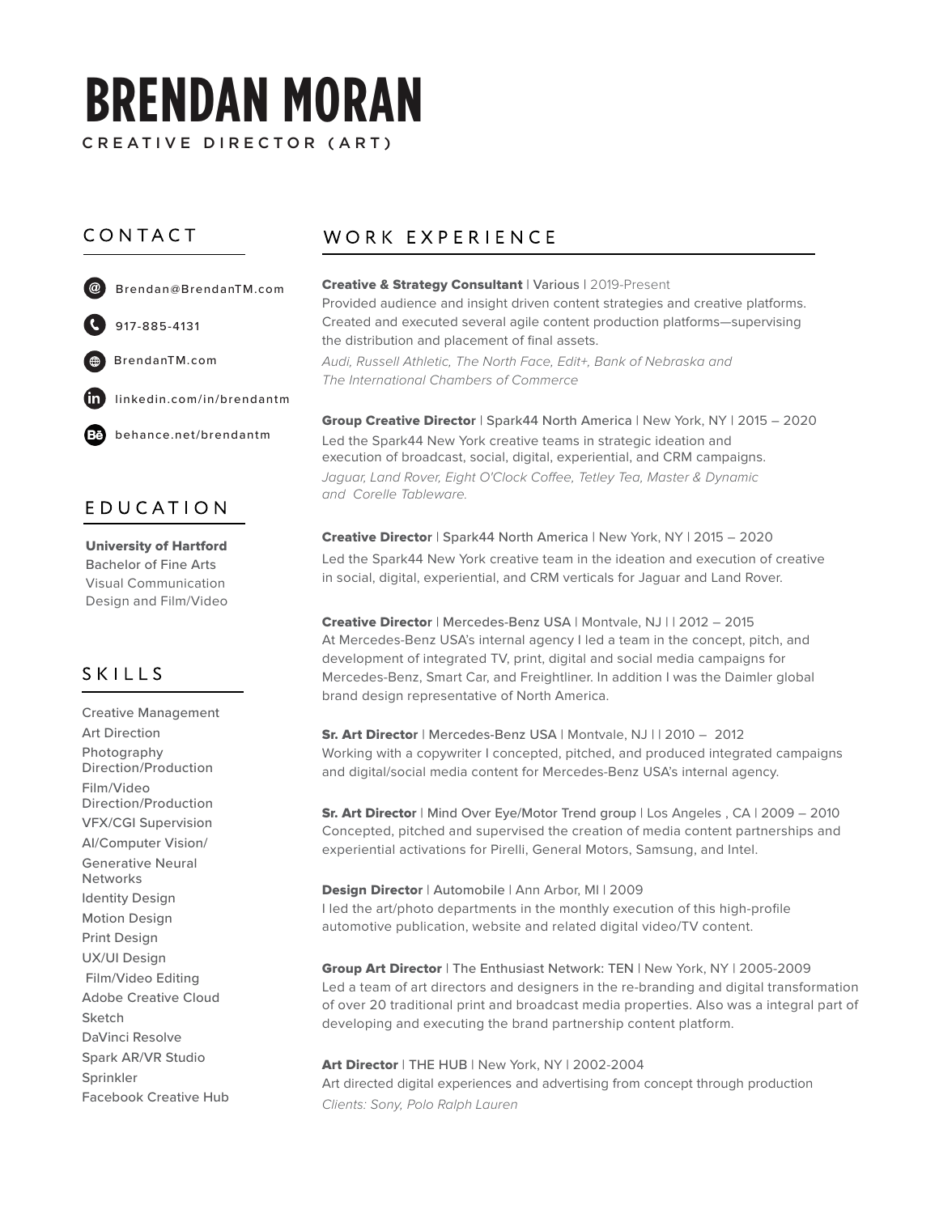# BRENDAN MORAN

CREATIVE DIRECTOR (ART)

## CONTACT

Brendan@BrendanTM.com

917-885-4131

BrendanTM.com

linkedin.com/in/brendantm

behance.net/brendantm

## EDUCATION

**University of Hartford**
Bachelor of Fine Arts
Visual Communication
Design and Film/Video

## SKILLS

- Creative Management
- Art Direction
- Photography Direction/Production
- Film/Video Direction/Production
- VFX/CGI Supervision
- AI/Computer Vision/ Generative Neural Networks
- Identity Design
- Motion Design
- Print Design
- UX/UI Design
- Film/Video Editing
- Adobe Creative Cloud
- Sketch
- DaVinci Resolve
- Spark AR/VR Studio
- Sprinkler
- Facebook Creative Hub

## WORK EXPERIENCE

**Creative & Strategy Consultant** | Various | 2019-Present
Provided audience and insight driven content strategies and creative platforms. Created and executed several agile content production platforms—supervising the distribution and placement of final assets.
*Audi, Russell Athletic, The North Face, Edit+, Bank of Nebraska and The International Chambers of Commerce*

**Group Creative Director** | Spark44 North America | New York, NY | 2015 – 2020
Led the Spark44 New York creative teams in strategic ideation and execution of broadcast, social, digital, experiential, and CRM campaigns.
*Jaguar, Land Rover, Eight O'Clock Coffee, Tetley Tea, Master & Dynamic and Corelle Tableware.*

**Creative Director** | Spark44 North America | New York, NY | 2015 – 2020
Led the Spark44 New York creative team in the ideation and execution of creative in social, digital, experiential, and CRM verticals for Jaguar and Land Rover.

**Creative Director** | Mercedes-Benz USA | Montvale, NJ | | 2012 – 2015
At Mercedes-Benz USA's internal agency I led a team in the concept, pitch, and development of integrated TV, print, digital and social media campaigns for Mercedes-Benz, Smart Car, and Freightliner. In addition I was the Daimler global brand design representative of North America.

**Sr. Art Director** | Mercedes-Benz USA | Montvale, NJ | | 2010 – 2012
Working with a copywriter I concepted, pitched, and produced integrated campaigns and digital/social media content for Mercedes-Benz USA's internal agency.

**Sr. Art Director** | Mind Over Eye/Motor Trend group | Los Angeles , CA | 2009 – 2010
Concepted, pitched and supervised the creation of media content partnerships and experiential activations for Pirelli, General Motors, Samsung, and Intel.

**Design Director** | Automobile | Ann Arbor, MI | 2009
I led the art/photo departments in the monthly execution of this high-profile automotive publication, website and related digital video/TV content.

**Group Art Director** | The Enthusiast Network: TEN | New York, NY | 2005-2009
Led a team of art directors and designers in the re-branding and digital transformation of over 20 traditional print and broadcast media properties. Also was a integral part of developing and executing the brand partnership content platform.

**Art Director** | THE HUB | New York, NY | 2002-2004
Art directed digital experiences and advertising from concept through production
*Clients: Sony, Polo Ralph Lauren*